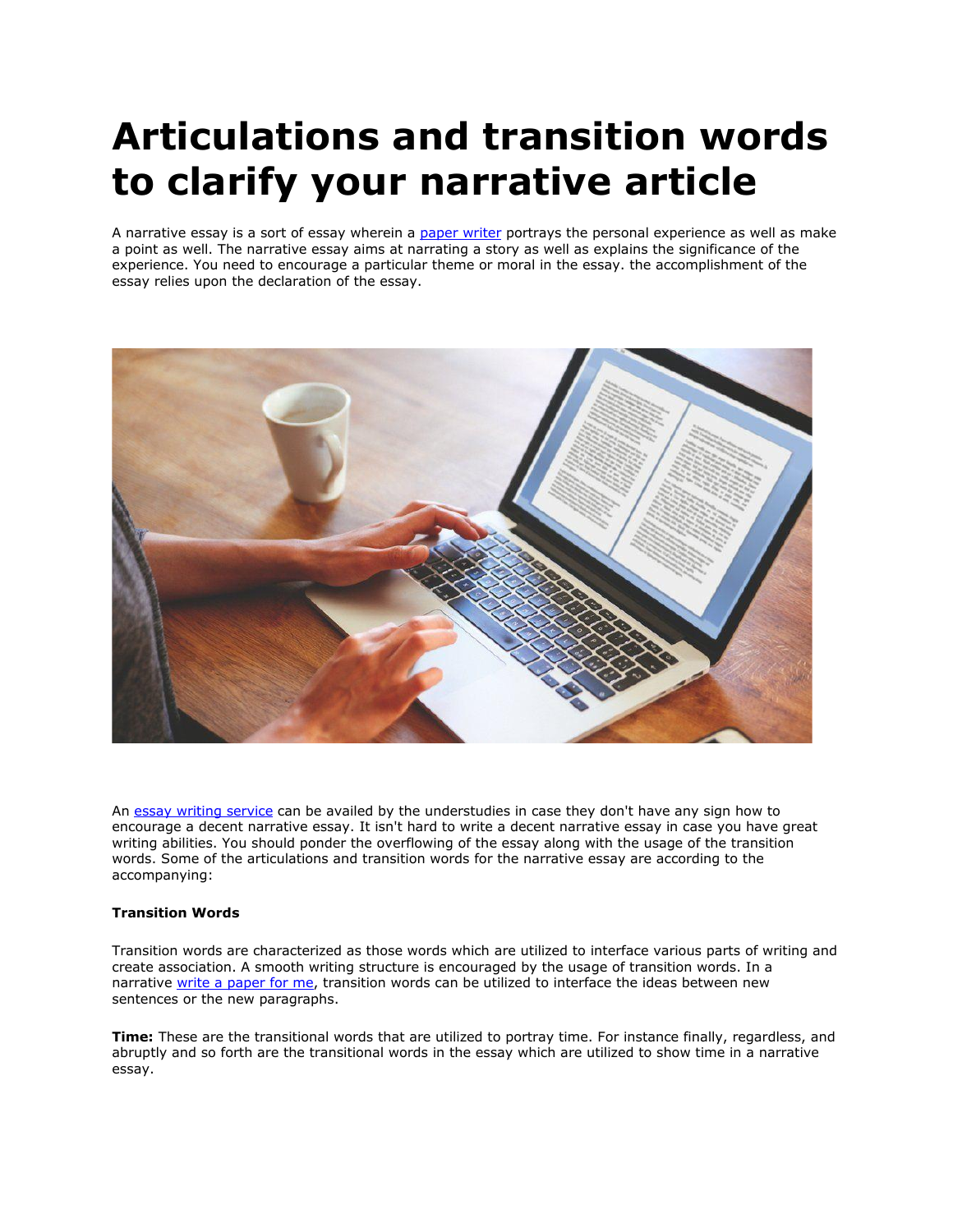# Articulations and transition words to clarify your narrative article

A narrative essay is a sort of essay wherein a paper writer portrays the personal experience as well as make a point as well. The narrative essay aims at narrating a story as well as explains the significance of the experience. You need to encourage a particular theme or moral in the essay. the accomplishment of the essay relies upon the declaration of the essay.

An essay writing service can be availed by the understudies in case they don't have any sign how to encourage a decent narrative essay. It isn't hard to write a decent narrative essay in case you have great writing abilities. You should ponder the overflowing of the essay along with the usage of the transition words. Some of the articulations and transition words for the narrative essay are according to the accompanying:

**Transition Words**

Transition words are characterized as those words which are utilized to interface various parts of writing and create association. A smooth writing structure is encouraged by the usage of transition words. In a narrative write a paper for me, transition words can be utilized to interface the ideas between new sentences or the new paragraphs.

**Time:** These are the transitional words that are utilized to portray time. For instance finally, regardless, and abruptly and so forth are the transitional words in the essay which are utilized to show time in a narrative essay.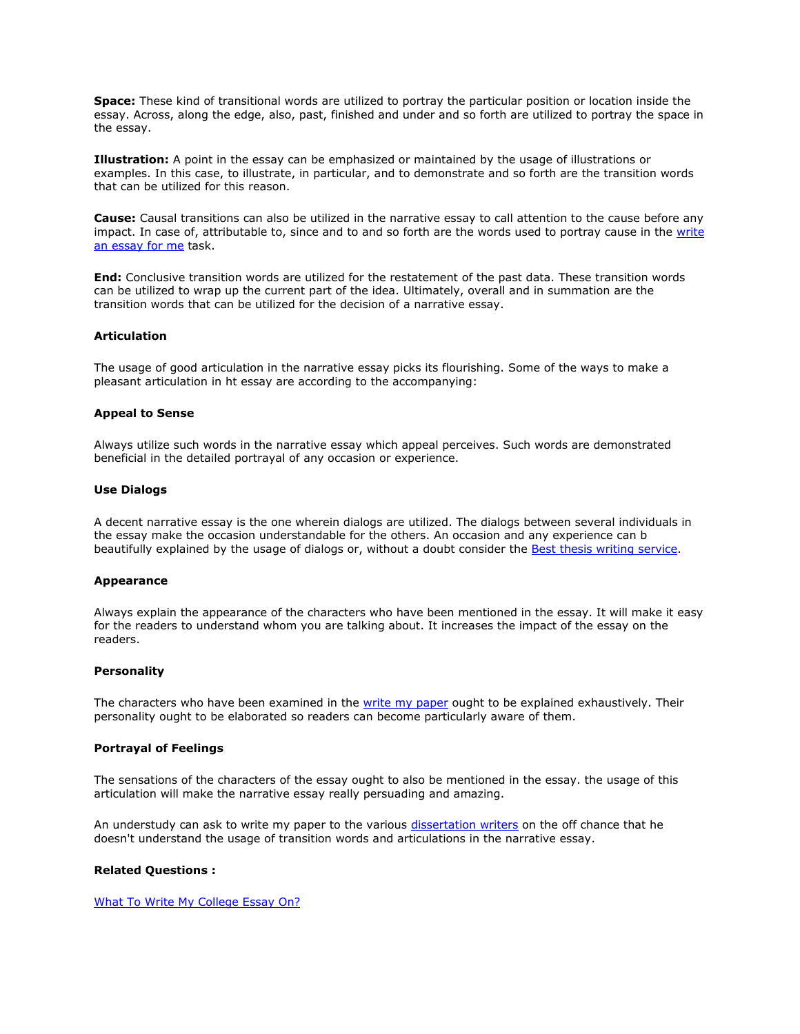**Space:** These kind of transitional words are utilized to portray the particular position or location inside the essay. Across, along the edge, also, past, finished and under and so forth are utilized to portray the space in the essay.

**Illustration:** A point in the essay can be emphasized or maintained by the usage of illustrations or examples. In this case, to illustrate, in particular, and to demonstrate and so forth are the transition words that can be utilized for this reason.

**Cause:** Causal transitions can also be utilized in the narrative essay to call attention to the cause before any impact. In case of, attributable to, since and to and so forth are the words used to portray cause in the write an essay for me task.

**End:** Conclusive transition words are utilized for the restatement of the past data. These transition words can be utilized to wrap up the current part of the idea. Ultimately, overall and in summation are the transition words that can be utilized for the decision of a narrative essay.

**Articulation**

The usage of good articulation in the narrative essay picks its flourishing. Some of the ways to make a pleasant articulation in ht essay are according to the accompanying:

**Appeal to Sense**

Always utilize such words in the narrative essay which appeal perceives. Such words are demonstrated beneficial in the detailed portrayal of any occasion or experience.

**Use Dialogs**

A decent narrative essay is the one wherein dialogs are utilized. The dialogs between several individuals in the essay make the occasion understandable for the others. An occasion and any experience can b beautifully explained by the usage of dialogs or, without a doubt consider the Best thesis writing service.

**Appearance**

Always explain the appearance of the characters who have been mentioned in the essay. It will make it easy for the readers to understand whom you are talking about. It increases the impact of the essay on the readers.

**Personality**

The characters who have been examined in the write my paper ought to be explained exhaustively. Their personality ought to be elaborated so readers can become particularly aware of them.

**Portrayal of Feelings**

The sensations of the characters of the essay ought to also be mentioned in the essay. the usage of this articulation will make the narrative essay really persuading and amazing.

An understudy can ask to write my paper to the various dissertation writers on the off chance that he doesn't understand the usage of transition words and articulations in the narrative essay.

**Related Questions :**

What To Write My College Essay On?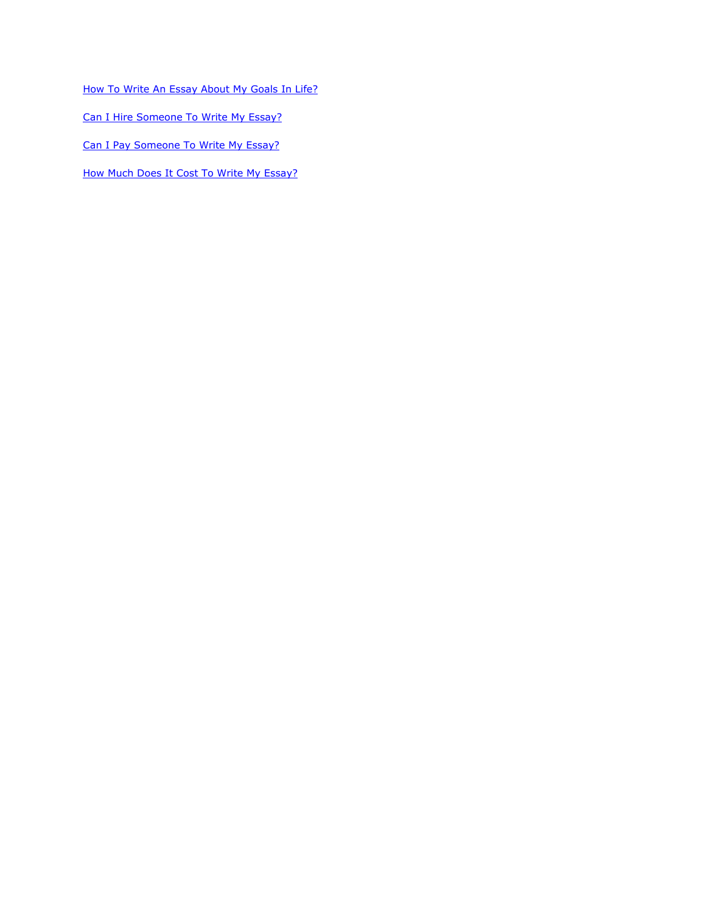[How To Write An Essay About My Goals In Life?]()

[Can I Hire Someone To Write My Essay?]()

[Can I Pay Someone To Write My Essay?]()

[How Much Does It Cost To Write My Essay?]()